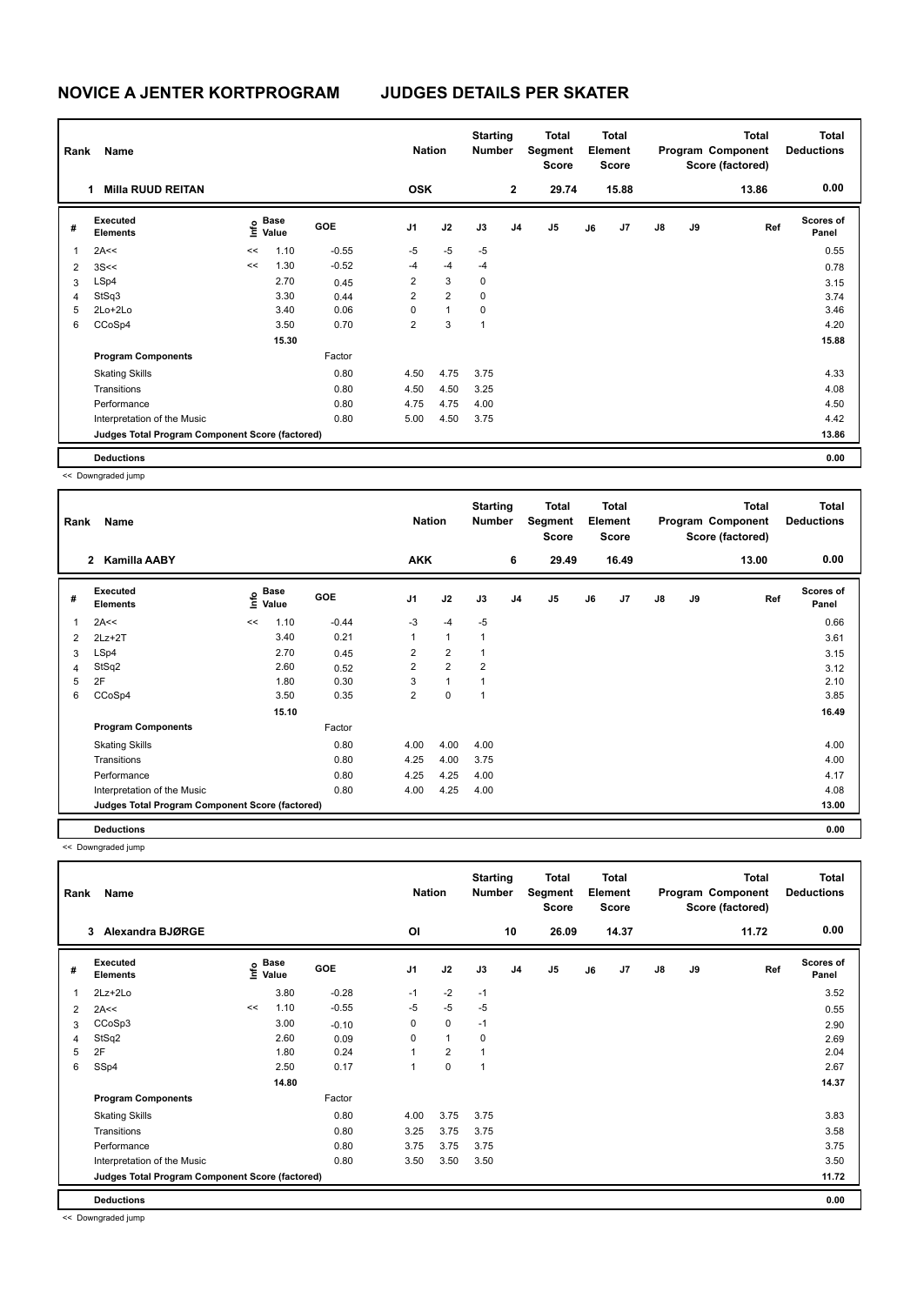# NOVICE A JENTER KORTPROGRAM JUDGES DETAILS PER SKATER

| Rank | Name | Nation | Starting Number | Total Segment Score | Total Element Score | Total Program Component Score (factored) | Total Deductions |
|---|---|---|---|---|---|---|---|
| 1 | Milla RUUD REITAN | OSK | 2 | 29.74 | 15.88 | 13.86 | 0.00 |

| # | Executed Elements | Info | Base Value | GOE | J1 | J2 | J3 | J4 | J5 | J6 | J7 | J8 | J9 | Ref | Scores of Panel |
|---|---|---|---|---|---|---|---|---|---|---|---|---|---|---|---|
| 1 | 2A<< | << | 1.10 | -0.55 | -5 | -5 | -5 | | | | | | | | 0.55 |
| 2 | 3S<< | << | 1.30 | -0.52 | -4 | -4 | -4 | | | | | | | | 0.78 |
| 3 | LSp4 | | 2.70 | 0.45 | 2 | 3 | 0 | | | | | | | | 3.15 |
| 4 | StSq3 | | 3.30 | 0.44 | 2 | 2 | 0 | | | | | | | | 3.74 |
| 5 | 2Lo+2Lo | | 3.40 | 0.06 | 0 | 1 | 0 | | | | | | | | 3.46 |
| 6 | CCoSp4 | | 3.50 | 0.70 | 2 | 3 | 1 | | | | | | | | 4.20 |
| | | | 15.30 | | | | | | | | | | | | 15.88 |
| | **Program Components** | | | Factor | | | | | | | | | | | |
| | Skating Skills | | | 0.80 | 4.50 | 4.75 | 3.75 | | | | | | | | 4.33 |
| | Transitions | | | 0.80 | 4.50 | 4.50 | 3.25 | | | | | | | | 4.08 |
| | Performance | | | 0.80 | 4.75 | 4.75 | 4.00 | | | | | | | | 4.50 |
| | Interpretation of the Music | | | 0.80 | 5.00 | 4.50 | 3.75 | | | | | | | | 4.42 |
| | **Judges Total Program Component Score (factored)** | | | | | | | | | | | | | | 13.86 |
| | **Deductions** | | | | | | | | | | | | | | 0.00 |

<< Downgraded jump

| Rank | Name | Nation | Starting Number | Total Segment Score | Total Element Score | Total Program Component Score (factored) | Total Deductions |
|---|---|---|---|---|---|---|---|
| 2 | Kamilla AABY | AKK | 6 | 29.49 | 16.49 | 13.00 | 0.00 |

| # | Executed Elements | Info | Base Value | GOE | J1 | J2 | J3 | J4 | J5 | J6 | J7 | J8 | J9 | Ref | Scores of Panel |
|---|---|---|---|---|---|---|---|---|---|---|---|---|---|---|---|
| 1 | 2A<< | << | 1.10 | -0.44 | -3 | -4 | -5 | | | | | | | | 0.66 |
| 2 | 2Lz+2T | | 3.40 | 0.21 | 1 | 1 | 1 | | | | | | | | 3.61 |
| 3 | LSp4 | | 2.70 | 0.45 | 2 | 2 | 1 | | | | | | | | 3.15 |
| 4 | StSq2 | | 2.60 | 0.52 | 2 | 2 | 2 | | | | | | | | 3.12 |
| 5 | 2F | | 1.80 | 0.30 | 3 | 1 | 1 | | | | | | | | 2.10 |
| 6 | CCoSp4 | | 3.50 | 0.35 | 2 | 0 | 1 | | | | | | | | 3.85 |
| | | | 15.10 | | | | | | | | | | | | 16.49 |
| | **Program Components** | | | Factor | | | | | | | | | | | |
| | Skating Skills | | | 0.80 | 4.00 | 4.00 | 4.00 | | | | | | | | 4.00 |
| | Transitions | | | 0.80 | 4.25 | 4.00 | 3.75 | | | | | | | | 4.00 |
| | Performance | | | 0.80 | 4.25 | 4.25 | 4.00 | | | | | | | | 4.17 |
| | Interpretation of the Music | | | 0.80 | 4.00 | 4.25 | 4.00 | | | | | | | | 4.08 |
| | **Judges Total Program Component Score (factored)** | | | | | | | | | | | | | | 13.00 |
| | **Deductions** | | | | | | | | | | | | | | 0.00 |

<< Downgraded jump

| Rank | Name | Nation | Starting Number | Total Segment Score | Total Element Score | Total Program Component Score (factored) | Total Deductions |
|---|---|---|---|---|---|---|---|
| 3 | Alexandra BJØRGE | OI | 10 | 26.09 | 14.37 | 11.72 | 0.00 |

| # | Executed Elements | Info | Base Value | GOE | J1 | J2 | J3 | J4 | J5 | J6 | J7 | J8 | J9 | Ref | Scores of Panel |
|---|---|---|---|---|---|---|---|---|---|---|---|---|---|---|---|
| 1 | 2Lz+2Lo | | 3.80 | -0.28 | -1 | -2 | -1 | | | | | | | | 3.52 |
| 2 | 2A<< | << | 1.10 | -0.55 | -5 | -5 | -5 | | | | | | | | 0.55 |
| 3 | CCoSp3 | | 3.00 | -0.10 | 0 | 0 | -1 | | | | | | | | 2.90 |
| 4 | StSq2 | | 2.60 | 0.09 | 0 | 1 | 0 | | | | | | | | 2.69 |
| 5 | 2F | | 1.80 | 0.24 | 1 | 2 | 1 | | | | | | | | 2.04 |
| 6 | SSp4 | | 2.50 | 0.17 | 1 | 0 | 1 | | | | | | | | 2.67 |
| | | | 14.80 | | | | | | | | | | | | 14.37 |
| | **Program Components** | | | Factor | | | | | | | | | | | |
| | Skating Skills | | | 0.80 | 4.00 | 3.75 | 3.75 | | | | | | | | 3.83 |
| | Transitions | | | 0.80 | 3.25 | 3.75 | 3.75 | | | | | | | | 3.58 |
| | Performance | | | 0.80 | 3.75 | 3.75 | 3.75 | | | | | | | | 3.75 |
| | Interpretation of the Music | | | 0.80 | 3.50 | 3.50 | 3.50 | | | | | | | | 3.50 |
| | **Judges Total Program Component Score (factored)** | | | | | | | | | | | | | | 11.72 |
| | **Deductions** | | | | | | | | | | | | | | 0.00 |

<< Downgraded jump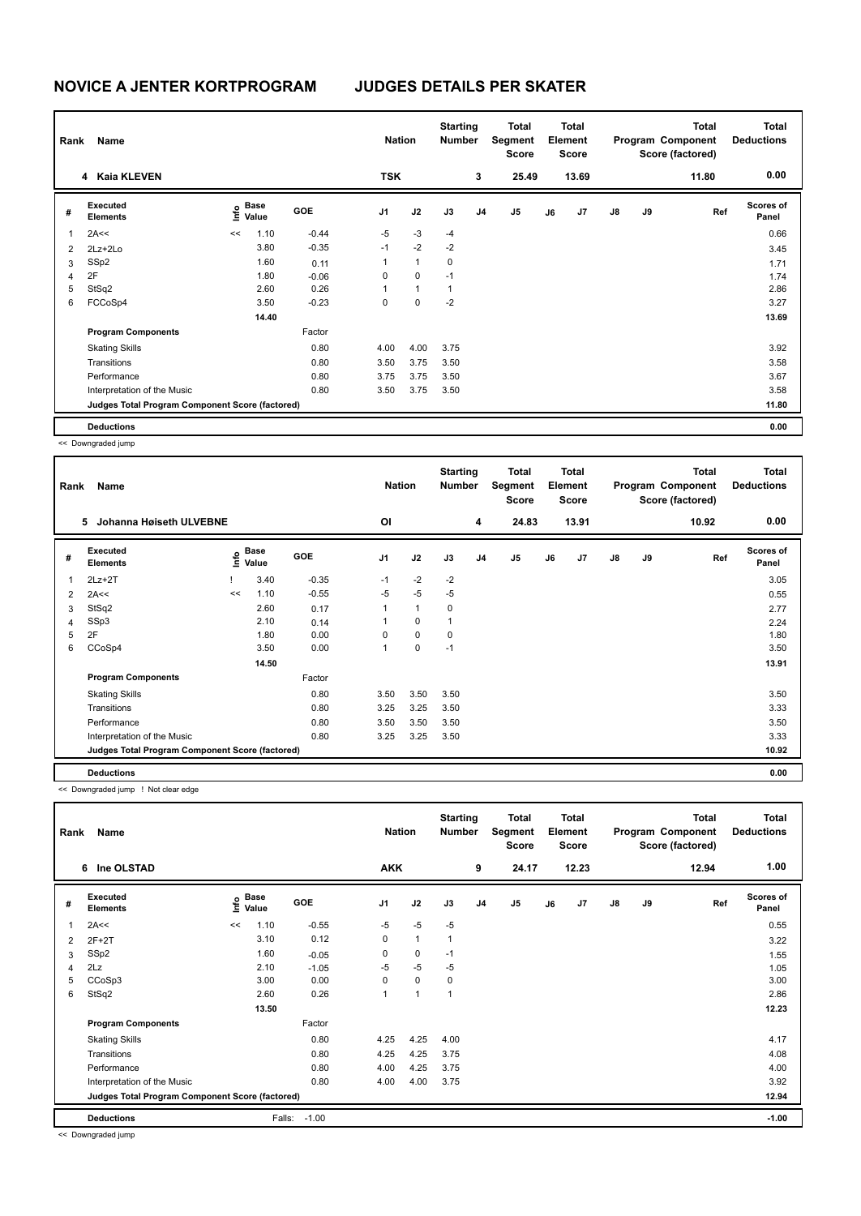# NOVICE A JENTER KORTPROGRAM JUDGES DETAILS PER SKATER

| Rank | Name | Nation | Starting Number | Total Segment Score | Total Element Score | Total Program Component Score (factored) | Total Deductions |
|---|---|---|---|---|---|---|---|
| 4 | Kaia KLEVEN | TSK | 3 | 25.49 | 13.69 | 11.80 | 0.00 |

| # | Executed Elements | Info | Base Value | GOE | J1 | J2 | J3 | J4 | J5 | J6 | J7 | J8 | J9 | Ref | Scores of Panel |
|---|---|---|---|---|---|---|---|---|---|---|---|---|---|---|---|
| 1 | 2A<< | << | 1.10 | -0.44 | -5 | -3 | -4 | | | | | | | | 0.66 |
| 2 | 2Lz+2Lo | | 3.80 | -0.35 | -1 | -2 | -2 | | | | | | | | 3.45 |
| 3 | SSp2 | | 1.60 | 0.11 | 1 | 1 | 0 | | | | | | | | 1.71 |
| 4 | 2F | | 1.80 | -0.06 | 0 | 0 | -1 | | | | | | | | 1.74 |
| 5 | StSq2 | | 2.60 | 0.26 | 1 | 1 | 1 | | | | | | | | 2.86 |
| 6 | FCCoSp4 | | 3.50 | -0.23 | 0 | 0 | -2 | | | | | | | | 3.27 |
| | | | 14.40 | | | | | | | | | | | | 13.69 |
| | **Program Components** | | | Factor | | | | | | | | | | | |
| | Skating Skills | | | 0.80 | 4.00 | 4.00 | 3.75 | | | | | | | | 3.92 |
| | Transitions | | | 0.80 | 3.50 | 3.75 | 3.50 | | | | | | | | 3.58 |
| | Performance | | | 0.80 | 3.75 | 3.75 | 3.50 | | | | | | | | 3.67 |
| | Interpretation of the Music | | | 0.80 | 3.50 | 3.75 | 3.50 | | | | | | | | 3.58 |
| | **Judges Total Program Component Score (factored)** | | | | | | | | | | | | | | 11.80 |
| | **Deductions** | | | | | | | | | | | | | | 0.00 |

<< Downgraded jump

| Rank | Name | Nation | Starting Number | Total Segment Score | Total Element Score | Total Program Component Score (factored) | Total Deductions |
|---|---|---|---|---|---|---|---|
| 5 | Johanna Høiseth ULVEBNE | OI | 4 | 24.83 | 13.91 | 10.92 | 0.00 |

| # | Executed Elements | Info | Base Value | GOE | J1 | J2 | J3 | J4 | J5 | J6 | J7 | J8 | J9 | Ref | Scores of Panel |
|---|---|---|---|---|---|---|---|---|---|---|---|---|---|---|---|
| 1 | 2Lz+2T | ! | 3.40 | -0.35 | -1 | -2 | -2 | | | | | | | | 3.05 |
| 2 | 2A<< | << | 1.10 | -0.55 | -5 | -5 | -5 | | | | | | | | 0.55 |
| 3 | StSq2 | | 2.60 | 0.17 | 1 | 1 | 0 | | | | | | | | 2.77 |
| 4 | SSp3 | | 2.10 | 0.14 | 1 | 0 | 1 | | | | | | | | 2.24 |
| 5 | 2F | | 1.80 | 0.00 | 0 | 0 | 0 | | | | | | | | 1.80 |
| 6 | CCoSp4 | | 3.50 | 0.00 | 1 | 0 | -1 | | | | | | | | 3.50 |
| | | | 14.50 | | | | | | | | | | | | 13.91 |
| | **Program Components** | | | Factor | | | | | | | | | | | |
| | Skating Skills | | | 0.80 | 3.50 | 3.50 | 3.50 | | | | | | | | 3.50 |
| | Transitions | | | 0.80 | 3.25 | 3.25 | 3.50 | | | | | | | | 3.33 |
| | Performance | | | 0.80 | 3.50 | 3.50 | 3.50 | | | | | | | | 3.50 |
| | Interpretation of the Music | | | 0.80 | 3.25 | 3.25 | 3.50 | | | | | | | | 3.33 |
| | **Judges Total Program Component Score (factored)** | | | | | | | | | | | | | | 10.92 |
| | **Deductions** | | | | | | | | | | | | | | 0.00 |

<< Downgraded jump ! Not clear edge

| Rank | Name | Nation | Starting Number | Total Segment Score | Total Element Score | Total Program Component Score (factored) | Total Deductions |
|---|---|---|---|---|---|---|---|
| 6 | Ine OLSTAD | AKK | 9 | 24.17 | 12.23 | 12.94 | 1.00 |

| # | Executed Elements | Info | Base Value | GOE | J1 | J2 | J3 | J4 | J5 | J6 | J7 | J8 | J9 | Ref | Scores of Panel |
|---|---|---|---|---|---|---|---|---|---|---|---|---|---|---|---|
| 1 | 2A<< | << | 1.10 | -0.55 | -5 | -5 | -5 | | | | | | | | 0.55 |
| 2 | 2F+2T | | 3.10 | 0.12 | 0 | 1 | 1 | | | | | | | | 3.22 |
| 3 | SSp2 | | 1.60 | -0.05 | 0 | 0 | -1 | | | | | | | | 1.55 |
| 4 | 2Lz | | 2.10 | -1.05 | -5 | -5 | -5 | | | | | | | | 1.05 |
| 5 | CCoSp3 | | 3.00 | 0.00 | 0 | 0 | 0 | | | | | | | | 3.00 |
| 6 | StSq2 | | 2.60 | 0.26 | 1 | 1 | 1 | | | | | | | | 2.86 |
| | | | 13.50 | | | | | | | | | | | | 12.23 |
| | **Program Components** | | | Factor | | | | | | | | | | | |
| | Skating Skills | | | 0.80 | 4.25 | 4.25 | 4.00 | | | | | | | | 4.17 |
| | Transitions | | | 0.80 | 4.25 | 4.25 | 3.75 | | | | | | | | 4.08 |
| | Performance | | | 0.80 | 4.00 | 4.25 | 3.75 | | | | | | | | 4.00 |
| | Interpretation of the Music | | | 0.80 | 4.00 | 4.00 | 3.75 | | | | | | | | 3.92 |
| | **Judges Total Program Component Score (factored)** | | | | | | | | | | | | | | 12.94 |
| | **Deductions** | | Falls: | -1.00 | | | | | | | | | | | -1.00 |

<< Downgraded jump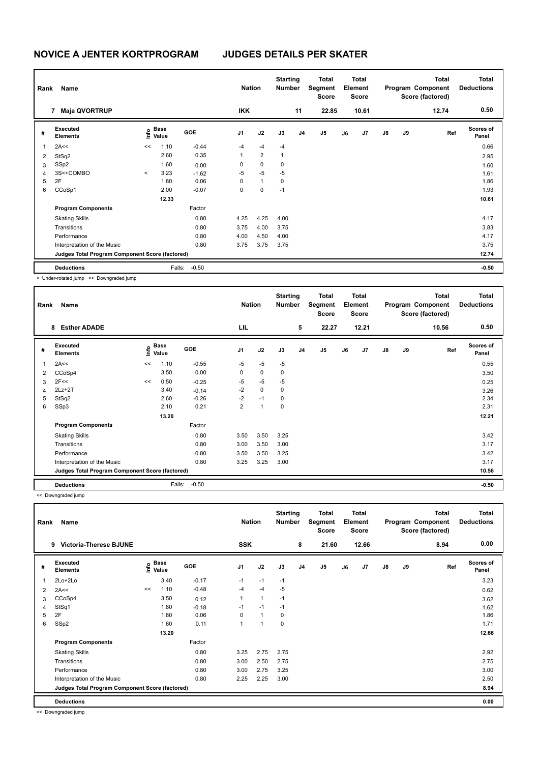# NOVICE A JENTER KORTPROGRAM JUDGES DETAILS PER SKATER

| Rank | Name | Nation | Starting Number | Total Segment Score | Total Element Score | Total Program Component Score (factored) | Total Deductions |
|---|---|---|---|---|---|---|---|
| 7 | Maja QVORTRUP | IKK | 11 | 22.85 | 10.61 | 12.74 | 0.50 |

| # | Executed Elements | Info | Base Value | GOE | J1 | J2 | J3 | J4 | J5 | J6 | J7 | J8 | J9 | Ref | Scores of Panel |
|---|---|---|---|---|---|---|---|---|---|---|---|---|---|---|---|
| 1 | 2A<< | << | 1.10 | -0.44 | -4 | -4 | -4 | | | | | | | | 0.66 |
| 2 | StSq2 | | 2.60 | 0.35 | 1 | 2 | 1 | | | | | | | | 2.95 |
| 3 | SSp2 | | 1.60 | 0.00 | 0 | 0 | 0 | | | | | | | | 1.60 |
| 4 | 3S<+COMBO | < | 3.23 | -1.62 | -5 | -5 | -5 | | | | | | | | 1.61 |
| 5 | 2F | | 1.80 | 0.06 | 0 | 1 | 0 | | | | | | | | 1.86 |
| 6 | CCoSp1 | | 2.00 | -0.07 | 0 | 0 | -1 | | | | | | | | 1.93 |
| | | | 12.33 | | | | | | | | | | | | 10.61 |
| | **Program Components** | | | Factor | | | | | | | | | | | |
| | Skating Skills | | | 0.80 | 4.25 | 4.25 | 4.00 | | | | | | | | 4.17 |
| | Transitions | | | 0.80 | 3.75 | 4.00 | 3.75 | | | | | | | | 3.83 |
| | Performance | | | 0.80 | 4.00 | 4.50 | 4.00 | | | | | | | | 4.17 |
| | Interpretation of the Music | | | 0.80 | 3.75 | 3.75 | 3.75 | | | | | | | | 3.75 |
| | **Judges Total Program Component Score (factored)** | | | | | | | | | | | | | | 12.74 |
| | **Deductions** | | Falls: | -0.50 | | | | | | | | | | | -0.50 |

< Under-rotated jump << Downgraded jump

| Rank | Name | Nation | Starting Number | Total Segment Score | Total Element Score | Total Program Component Score (factored) | Total Deductions |
|---|---|---|---|---|---|---|---|
| 8 | Esther ADADE | LIL | 5 | 22.27 | 12.21 | 10.56 | 0.50 |

| # | Executed Elements | Info | Base Value | GOE | J1 | J2 | J3 | J4 | J5 | J6 | J7 | J8 | J9 | Ref | Scores of Panel |
|---|---|---|---|---|---|---|---|---|---|---|---|---|---|---|---|
| 1 | 2A<< | << | 1.10 | -0.55 | -5 | -5 | -5 | | | | | | | | 0.55 |
| 2 | CCoSp4 | | 3.50 | 0.00 | 0 | 0 | 0 | | | | | | | | 3.50 |
| 3 | 2F<< | << | 0.50 | -0.25 | -5 | -5 | -5 | | | | | | | | 0.25 |
| 4 | 2Lz+2T | | 3.40 | -0.14 | -2 | 0 | 0 | | | | | | | | 3.26 |
| 5 | StSq2 | | 2.60 | -0.26 | -2 | -1 | 0 | | | | | | | | 2.34 |
| 6 | SSp3 | | 2.10 | 0.21 | 2 | 1 | 0 | | | | | | | | 2.31 |
| | | | 13.20 | | | | | | | | | | | | 12.21 |
| | **Program Components** | | | Factor | | | | | | | | | | | |
| | Skating Skills | | | 0.80 | 3.50 | 3.50 | 3.25 | | | | | | | | 3.42 |
| | Transitions | | | 0.80 | 3.00 | 3.50 | 3.00 | | | | | | | | 3.17 |
| | Performance | | | 0.80 | 3.50 | 3.50 | 3.25 | | | | | | | | 3.42 |
| | Interpretation of the Music | | | 0.80 | 3.25 | 3.25 | 3.00 | | | | | | | | 3.17 |
| | **Judges Total Program Component Score (factored)** | | | | | | | | | | | | | | 10.56 |
| | **Deductions** | | Falls: | -0.50 | | | | | | | | | | | -0.50 |

<< Downgraded jump

| Rank | Name | Nation | Starting Number | Total Segment Score | Total Element Score | Total Program Component Score (factored) | Total Deductions |
|---|---|---|---|---|---|---|---|
| 9 | Victoria-Therese BJUNE | SSK | 8 | 21.60 | 12.66 | 8.94 | 0.00 |

| # | Executed Elements | Info | Base Value | GOE | J1 | J2 | J3 | J4 | J5 | J6 | J7 | J8 | J9 | Ref | Scores of Panel |
|---|---|---|---|---|---|---|---|---|---|---|---|---|---|---|---|
| 1 | 2Lo+2Lo | | 3.40 | -0.17 | -1 | -1 | -1 | | | | | | | | 3.23 |
| 2 | 2A<< | << | 1.10 | -0.48 | -4 | -4 | -5 | | | | | | | | 0.62 |
| 3 | CCoSp4 | | 3.50 | 0.12 | 1 | 1 | -1 | | | | | | | | 3.62 |
| 4 | StSq1 | | 1.80 | -0.18 | -1 | -1 | -1 | | | | | | | | 1.62 |
| 5 | 2F | | 1.80 | 0.06 | 0 | 1 | 0 | | | | | | | | 1.86 |
| 6 | SSp2 | | 1.60 | 0.11 | 1 | 1 | 0 | | | | | | | | 1.71 |
| | | | 13.20 | | | | | | | | | | | | 12.66 |
| | **Program Components** | | | Factor | | | | | | | | | | | |
| | Skating Skills | | | 0.80 | 3.25 | 2.75 | 2.75 | | | | | | | | 2.92 |
| | Transitions | | | 0.80 | 3.00 | 2.50 | 2.75 | | | | | | | | 2.75 |
| | Performance | | | 0.80 | 3.00 | 2.75 | 3.25 | | | | | | | | 3.00 |
| | Interpretation of the Music | | | 0.80 | 2.25 | 2.25 | 3.00 | | | | | | | | 2.50 |
| | **Judges Total Program Component Score (factored)** | | | | | | | | | | | | | | 8.94 |
| | **Deductions** | | | | | | | | | | | | | | 0.00 |

<< Downgraded jump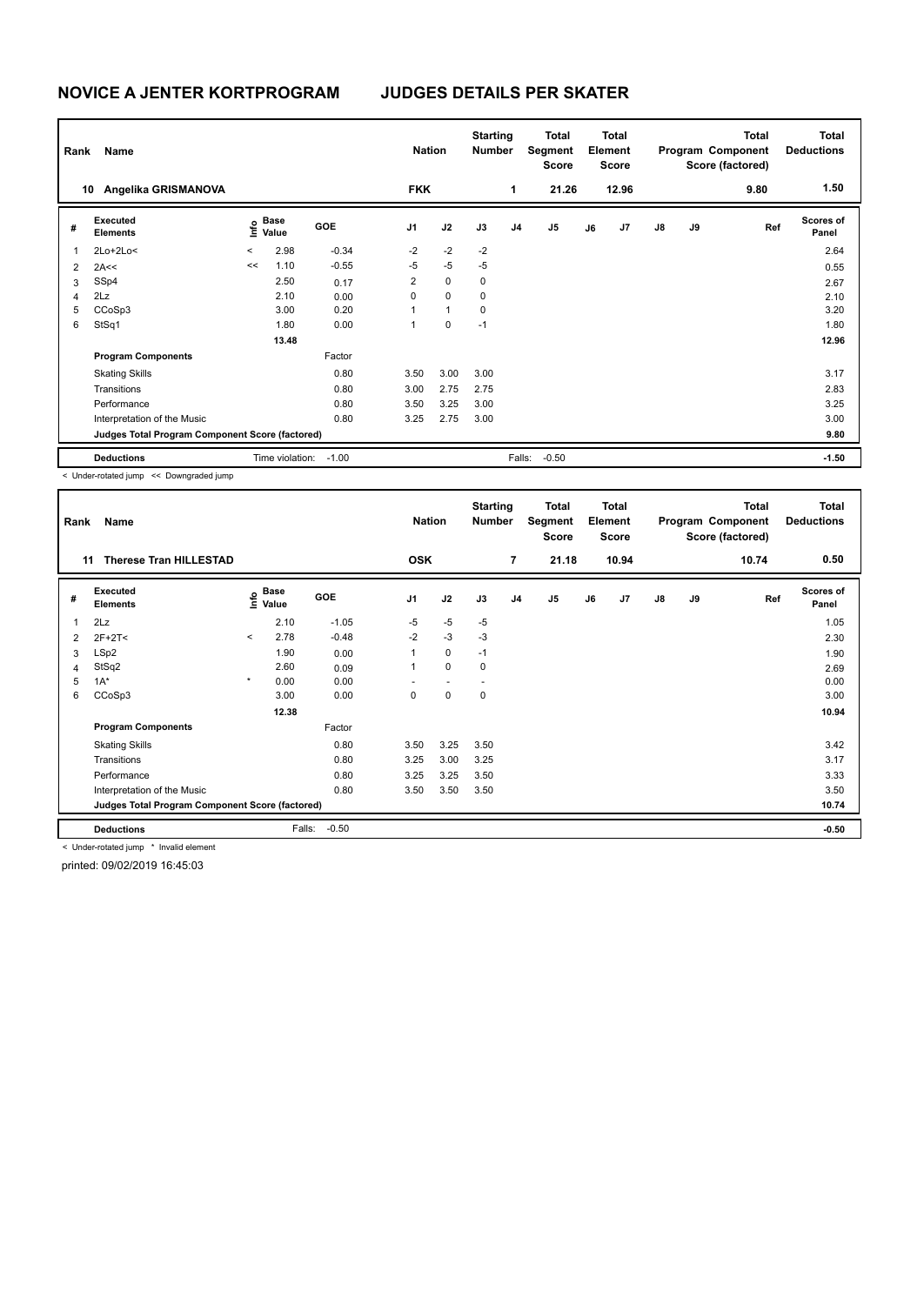# NOVICE A JENTER KORTPROGRAM JUDGES DETAILS PER SKATER

| Rank | Name | Nation | Starting Number | Total Segment Score | Total Element Score | Total Program Component Score (factored) | Total Deductions |
|---|---|---|---|---|---|---|---|
| 10 | Angelika GRISMANOVA | FKK | 1 | 21.26 | 12.96 | 9.80 | 1.50 |

| # | Executed Elements | Info | Base Value | GOE | J1 | J2 | J3 | J4 | J5 | J6 | J7 | J8 | J9 | Ref | Scores of Panel |
|---|---|---|---|---|---|---|---|---|---|---|---|---|---|---|---|
| 1 | 2Lo+2Lo< | < | 2.98 | -0.34 | -2 | -2 | -2 | | | | | | | | 2.64 |
| 2 | 2A<< | << | 1.10 | -0.55 | -5 | -5 | -5 | | | | | | | | 0.55 |
| 3 | SSp4 | | 2.50 | 0.17 | 2 | 0 | 0 | | | | | | | | 2.67 |
| 4 | 2Lz | | 2.10 | 0.00 | 0 | 0 | 0 | | | | | | | | 2.10 |
| 5 | CCoSp3 | | 3.00 | 0.20 | 1 | 1 | 0 | | | | | | | | 3.20 |
| 6 | StSq1 | | 1.80 | 0.00 | 1 | 0 | -1 | | | | | | | | 1.80 |
| | | | 13.48 | | | | | | | | | | | | 12.96 |
| | **Program Components** | | | Factor | | | | | | | | | | | |
| | Skating Skills | | | 0.80 | 3.50 | 3.00 | 3.00 | | | | | | | | 3.17 |
| | Transitions | | | 0.80 | 3.00 | 2.75 | 2.75 | | | | | | | | 2.83 |
| | Performance | | | 0.80 | 3.50 | 3.25 | 3.00 | | | | | | | | 3.25 |
| | Interpretation of the Music | | | 0.80 | 3.25 | 2.75 | 3.00 | | | | | | | | 3.00 |
| | **Judges Total Program Component Score (factored)** | | | | | | | | | | | | | | 9.80 |
| | **Deductions** | | Time violation: | -1.00 | | | | Falls: | -0.50 | | | | | | -1.50 |

< Under-rotated jump << Downgraded jump

| Rank | Name | Nation | Starting Number | Total Segment Score | Total Element Score | Total Program Component Score (factored) | Total Deductions |
|---|---|---|---|---|---|---|---|
| 11 | Therese Tran HILLESTAD | OSK | 7 | 21.18 | 10.94 | 10.74 | 0.50 |

| # | Executed Elements | Info | Base Value | GOE | J1 | J2 | J3 | J4 | J5 | J6 | J7 | J8 | J9 | Ref | Scores of Panel |
|---|---|---|---|---|---|---|---|---|---|---|---|---|---|---|---|
| 1 | 2Lz | | 2.10 | -1.05 | -5 | -5 | -5 | | | | | | | | 1.05 |
| 2 | 2F+2T< | < | 2.78 | -0.48 | -2 | -3 | -3 | | | | | | | | 2.30 |
| 3 | LSp2 | | 1.90 | 0.00 | 1 | 0 | -1 | | | | | | | | 1.90 |
| 4 | StSq2 | | 2.60 | 0.09 | 1 | 0 | 0 | | | | | | | | 2.69 |
| 5 | 1A* | * | 0.00 | 0.00 | - | - | - | | | | | | | | 0.00 |
| 6 | CCoSp3 | | 3.00 | 0.00 | 0 | 0 | 0 | | | | | | | | 3.00 |
| | | | 12.38 | | | | | | | | | | | | 10.94 |
| | **Program Components** | | | Factor | | | | | | | | | | | |
| | Skating Skills | | | 0.80 | 3.50 | 3.25 | 3.50 | | | | | | | | 3.42 |
| | Transitions | | | 0.80 | 3.25 | 3.00 | 3.25 | | | | | | | | 3.17 |
| | Performance | | | 0.80 | 3.25 | 3.25 | 3.50 | | | | | | | | 3.33 |
| | Interpretation of the Music | | | 0.80 | 3.50 | 3.50 | 3.50 | | | | | | | | 3.50 |
| | **Judges Total Program Component Score (factored)** | | | | | | | | | | | | | | 10.74 |
| | **Deductions** | | Falls: | -0.50 | | | | | | | | | | | -0.50 |

< Under-rotated jump * Invalid element

printed: 09/02/2019 16:45:03